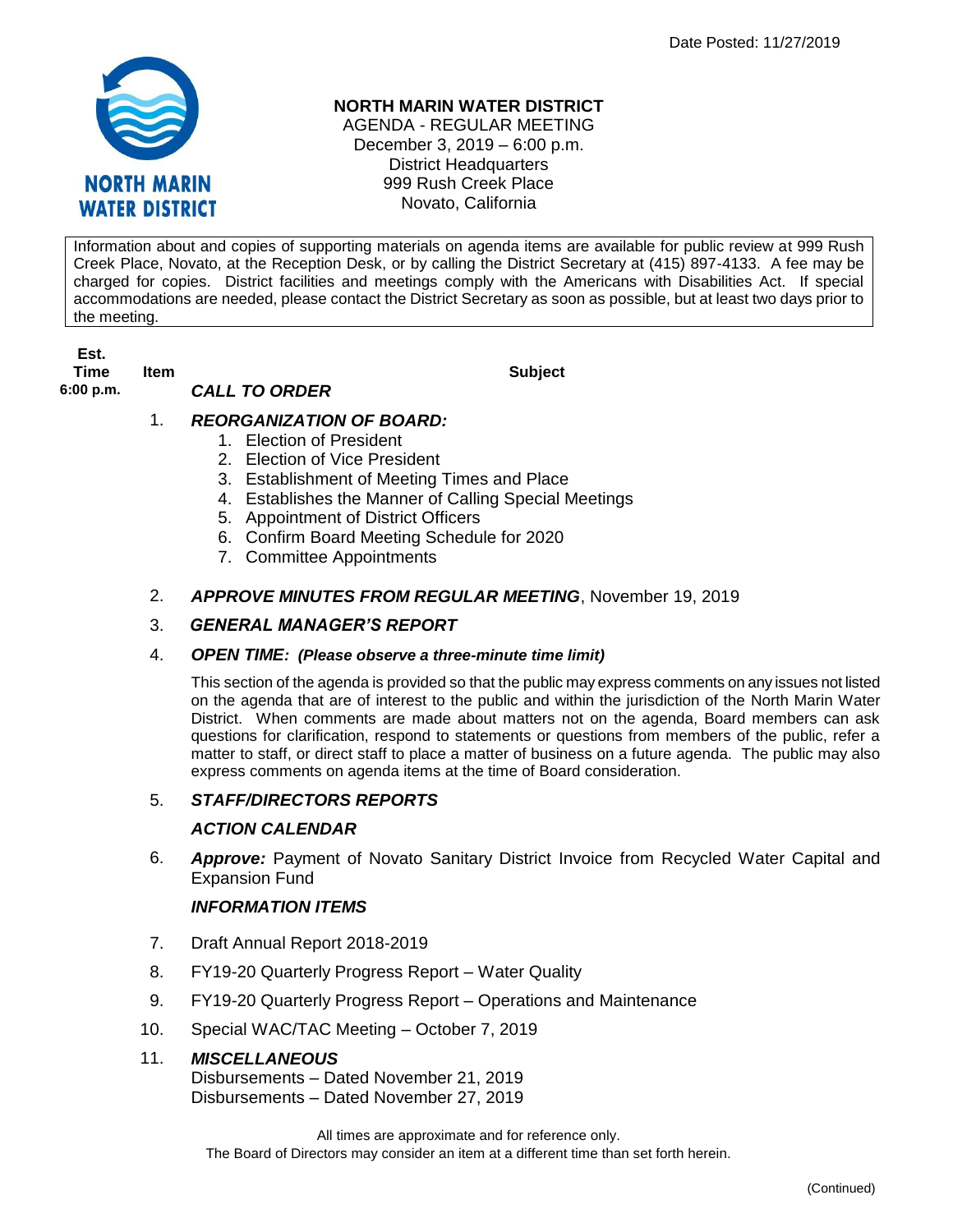Date Posted: 11/27/2019

NORTH MARIN WATER DISTRICT

# NORTH MARIN WATER DISTRICT

AGENDA - REGULAR MEETING
December 3, 2019 – 6:00 p.m.
District Headquarters
999 Rush Creek Place
Novato, California

Information about and copies of supporting materials on agenda items are available for public review at 999 Rush Creek Place, Novato, at the Reception Desk, or by calling the District Secretary at (415) 897-4133. A fee may be charged for copies. District facilities and meetings comply with the Americans with Disabilities Act. If special accommodations are needed, please contact the District Secretary as soon as possible, but at least two days prior to the meeting.

| Est. Time | Item | Subject |
|---|---|---|
| 6:00 p.m. | | ***CALL TO ORDER*** |
| | 1. | ***REORGANIZATION OF BOARD:*** 1. Election of President 2. Election of Vice President 3. Establishment of Meeting Times and Place 4. Establishes the Manner of Calling Special Meetings 5. Appointment of District Officers 6. Confirm Board Meeting Schedule for 2020 7. Committee Appointments |
| | 2. | ***APPROVE MINUTES FROM REGULAR MEETING***, November 19, 2019 |
| | 3. | ***GENERAL MANAGER'S REPORT*** |
| | 4. | ***OPEN TIME: (Please observe a three-minute time limit)*** This section of the agenda is provided so that the public may express comments on any issues not listed on the agenda that are of interest to the public and within the jurisdiction of the North Marin Water District. When comments are made about matters not on the agenda, Board members can ask questions for clarification, respond to statements or questions from members of the public, refer a matter to staff, or direct staff to place a matter of business on a future agenda. The public may also express comments on agenda items at the time of Board consideration. |
| | 5. | ***STAFF/DIRECTORS REPORTS*** |
| | | ***ACTION CALENDAR*** |
| | 6. | ***Approve:*** Payment of Novato Sanitary District Invoice from Recycled Water Capital and Expansion Fund |
| | | ***INFORMATION ITEMS*** |
| | 7. | Draft Annual Report 2018-2019 |
| | 8. | FY19-20 Quarterly Progress Report – Water Quality |
| | 9. | FY19-20 Quarterly Progress Report – Operations and Maintenance |
| | 10. | Special WAC/TAC Meeting – October 7, 2019 |
| | 11. | ***MISCELLANEOUS*** Disbursements – Dated November 21, 2019 Disbursements – Dated November 27, 2019 |

All times are approximate and for reference only.
The Board of Directors may consider an item at a different time than set forth herein.

(Continued)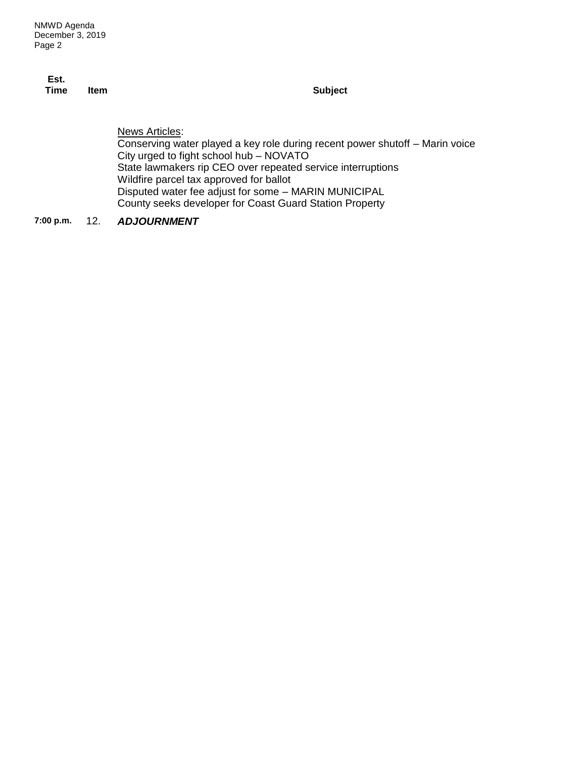| Est. Time | Item | Subject |
|---|---|---|
| | | News Articles:<br>Conserving water played a key role during recent power shutoff – Marin voice<br>City urged to fight school hub – NOVATO<br>State lawmakers rip CEO over repeated service interruptions<br>Wildfire parcel tax approved for ballot<br>Disputed water fee adjust for some – MARIN MUNICIPAL<br>County seeks developer for Coast Guard Station Property |
| 7:00 p.m. | 12. | ***ADJOURNMENT*** |